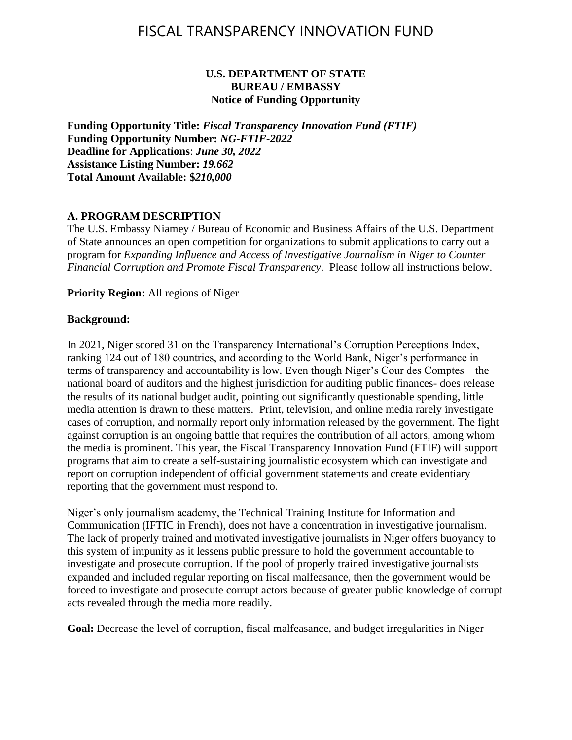# FISCAL TRANSPARENCY INNOVATION FUND

**U.S. DEPARTMENT OF STATE**
**BUREAU / EMBASSY**
**Notice of Funding Opportunity**

**Funding Opportunity Title:** ***Fiscal Transparency Innovation Fund (FTIF)***
**Funding Opportunity Number:** ***NG-FTIF-2022***
**Deadline for Applications**: ***June 30, 2022***
**Assistance Listing Number:** ***19.662***
**Total Amount Available: $*210,000***

## A. PROGRAM DESCRIPTION

The U.S. Embassy Niamey / Bureau of Economic and Business Affairs of the U.S. Department of State announces an open competition for organizations to submit applications to carry out a program for *Expanding Influence and Access of Investigative Journalism in Niger to Counter Financial Corruption and Promote Fiscal Transparency*. Please follow all instructions below.

**Priority Region:** All regions of Niger

**Background:**

In 2021, Niger scored 31 on the Transparency International's Corruption Perceptions Index, ranking 124 out of 180 countries, and according to the World Bank, Niger's performance in terms of transparency and accountability is low. Even though Niger's Cour des Comptes – the national board of auditors and the highest jurisdiction for auditing public finances- does release the results of its national budget audit, pointing out significantly questionable spending, little media attention is drawn to these matters. Print, television, and online media rarely investigate cases of corruption, and normally report only information released by the government. The fight against corruption is an ongoing battle that requires the contribution of all actors, among whom the media is prominent. This year, the Fiscal Transparency Innovation Fund (FTIF) will support programs that aim to create a self-sustaining journalistic ecosystem which can investigate and report on corruption independent of official government statements and create evidentiary reporting that the government must respond to.

Niger's only journalism academy, the Technical Training Institute for Information and Communication (IFTIC in French), does not have a concentration in investigative journalism. The lack of properly trained and motivated investigative journalists in Niger offers buoyancy to this system of impunity as it lessens public pressure to hold the government accountable to investigate and prosecute corruption. If the pool of properly trained investigative journalists expanded and included regular reporting on fiscal malfeasance, then the government would be forced to investigate and prosecute corrupt actors because of greater public knowledge of corrupt acts revealed through the media more readily.

**Goal:** Decrease the level of corruption, fiscal malfeasance, and budget irregularities in Niger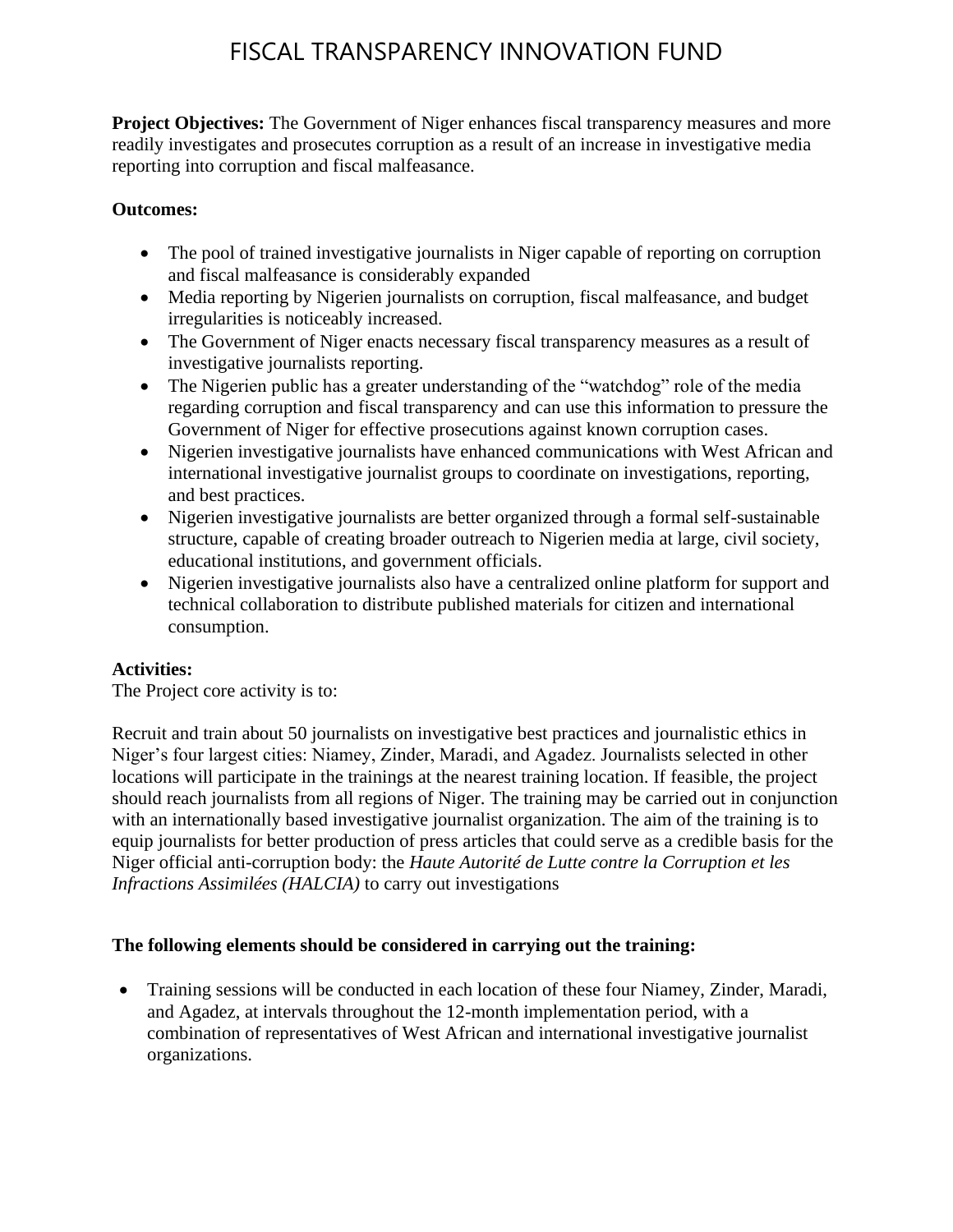# FISCAL TRANSPARENCY INNOVATION FUND

**Project Objectives:** The Government of Niger enhances fiscal transparency measures and more readily investigates and prosecutes corruption as a result of an increase in investigative media reporting into corruption and fiscal malfeasance.

**Outcomes:**

- The pool of trained investigative journalists in Niger capable of reporting on corruption and fiscal malfeasance is considerably expanded
- Media reporting by Nigerien journalists on corruption, fiscal malfeasance, and budget irregularities is noticeably increased.
- The Government of Niger enacts necessary fiscal transparency measures as a result of investigative journalists reporting.
- The Nigerien public has a greater understanding of the "watchdog" role of the media regarding corruption and fiscal transparency and can use this information to pressure the Government of Niger for effective prosecutions against known corruption cases.
- Nigerien investigative journalists have enhanced communications with West African and international investigative journalist groups to coordinate on investigations, reporting, and best practices.
- Nigerien investigative journalists are better organized through a formal self-sustainable structure, capable of creating broader outreach to Nigerien media at large, civil society, educational institutions, and government officials.
- Nigerien investigative journalists also have a centralized online platform for support and technical collaboration to distribute published materials for citizen and international consumption.

**Activities:**
The Project core activity is to:

Recruit and train about 50 journalists on investigative best practices and journalistic ethics in Niger's four largest cities: Niamey, Zinder, Maradi, and Agadez. Journalists selected in other locations will participate in the trainings at the nearest training location. If feasible, the project should reach journalists from all regions of Niger. The training may be carried out in conjunction with an internationally based investigative journalist organization. The aim of the training is to equip journalists for better production of press articles that could serve as a credible basis for the Niger official anti-corruption body: the *Haute Autorité de Lutte contre la Corruption et les Infractions Assimilées (HALCIA)* to carry out investigations

**The following elements should be considered in carrying out the training:**

- Training sessions will be conducted in each location of these four Niamey, Zinder, Maradi, and Agadez, at intervals throughout the 12-month implementation period, with a combination of representatives of West African and international investigative journalist organizations.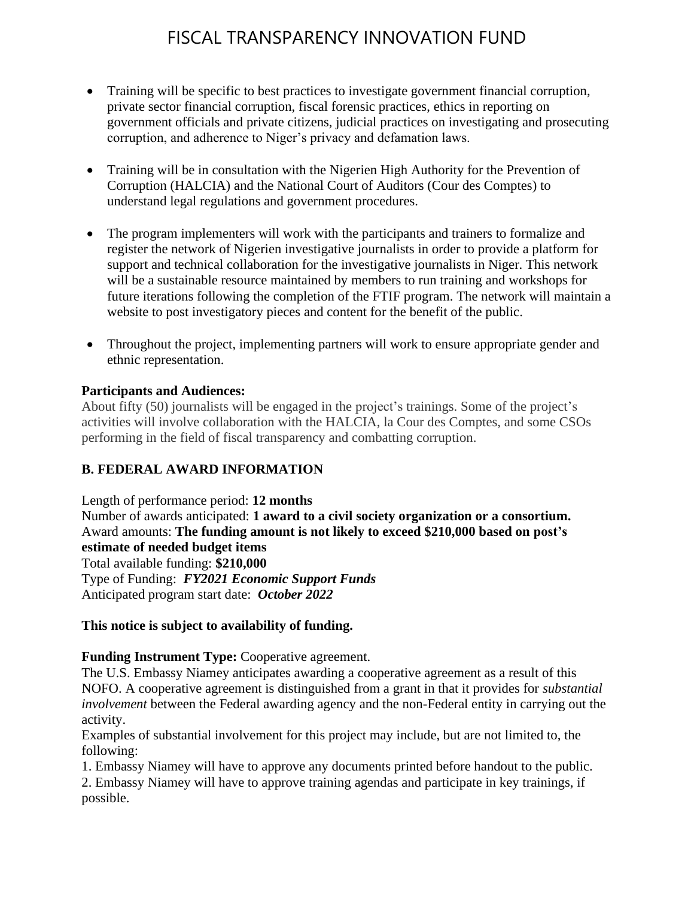- Training will be specific to best practices to investigate government financial corruption, private sector financial corruption, fiscal forensic practices, ethics in reporting on government officials and private citizens, judicial practices on investigating and prosecuting corruption, and adherence to Niger's privacy and defamation laws.

- Training will be in consultation with the Nigerien High Authority for the Prevention of Corruption (HALCIA) and the National Court of Auditors (Cour des Comptes) to understand legal regulations and government procedures.

- The program implementers will work with the participants and trainers to formalize and register the network of Nigerien investigative journalists in order to provide a platform for support and technical collaboration for the investigative journalists in Niger. This network will be a sustainable resource maintained by members to run training and workshops for future iterations following the completion of the FTIF program. The network will maintain a website to post investigatory pieces and content for the benefit of the public.

- Throughout the project, implementing partners will work to ensure appropriate gender and ethnic representation.

**Participants and Audiences:**
About fifty (50) journalists will be engaged in the project's trainings. Some of the project's activities will involve collaboration with the HALCIA, la Cour des Comptes, and some CSOs performing in the field of fiscal transparency and combatting corruption.

## B. FEDERAL AWARD INFORMATION

Length of performance period: **12 months**
Number of awards anticipated: **1 award to a civil society organization or a consortium.**
Award amounts: **The funding amount is not likely to exceed $210,000 based on post's estimate of needed budget items**
Total available funding: **$210,000**
Type of Funding: ***FY2021 Economic Support Funds***
Anticipated program start date: ***October 2022***

**This notice is subject to availability of funding.**

**Funding Instrument Type:** Cooperative agreement.
The U.S. Embassy Niamey anticipates awarding a cooperative agreement as a result of this NOFO. A cooperative agreement is distinguished from a grant in that it provides for *substantial involvement* between the Federal awarding agency and the non-Federal entity in carrying out the activity.
Examples of substantial involvement for this project may include, but are not limited to, the following:

1. Embassy Niamey will have to approve any documents printed before handout to the public.
2. Embassy Niamey will have to approve training agendas and participate in key trainings, if possible.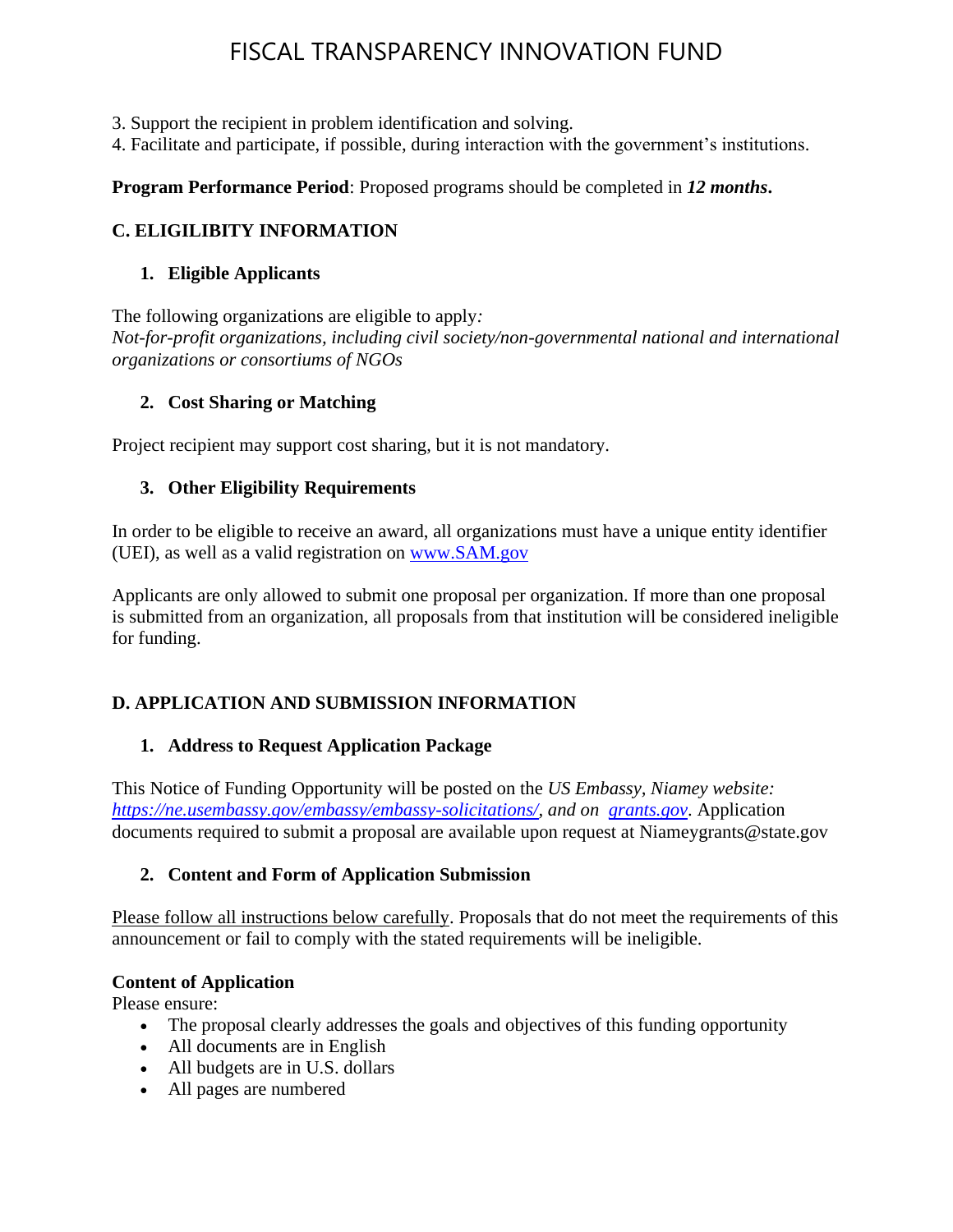3. Support the recipient in problem identification and solving.
4. Facilitate and participate, if possible, during interaction with the government's institutions.

**Program Performance Period**: Proposed programs should be completed in ***12 months*.**

## C. ELIGILIBITY INFORMATION

### 1. Eligible Applicants

The following organizations are eligible to apply*:*
*Not-for-profit organizations, including civil society/non-governmental national and international organizations or consortiums of NGOs*

### 2. Cost Sharing or Matching

Project recipient may support cost sharing, but it is not mandatory.

### 3. Other Eligibility Requirements

In order to be eligible to receive an award, all organizations must have a unique entity identifier (UEI), as well as a valid registration on [www.SAM.gov](www.SAM.gov)

Applicants are only allowed to submit one proposal per organization. If more than one proposal is submitted from an organization, all proposals from that institution will be considered ineligible for funding.

## D. APPLICATION AND SUBMISSION INFORMATION

### 1. Address to Request Application Package

This Notice of Funding Opportunity will be posted on the *US Embassy, Niamey website: [https://ne.usembassy.gov/embassy/embassy-solicitations/](https://ne.usembassy.gov/embassy/embassy-solicitations/), and on [grants.gov](grants.gov).* Application documents required to submit a proposal are available upon request at Niameygrants@state.gov

### 2. Content and Form of Application Submission

Please follow all instructions below carefully. Proposals that do not meet the requirements of this announcement or fail to comply with the stated requirements will be ineligible.

**Content of Application**
Please ensure:

- The proposal clearly addresses the goals and objectives of this funding opportunity
- All documents are in English
- All budgets are in U.S. dollars
- All pages are numbered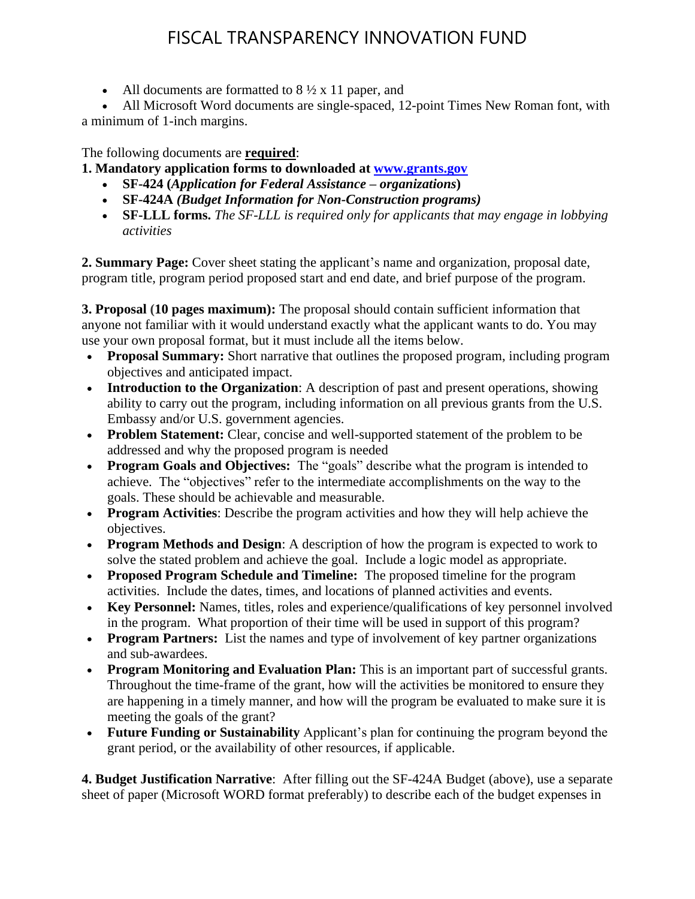- All documents are formatted to 8 ½ x 11 paper, and
- All Microsoft Word documents are single-spaced, 12-point Times New Roman font, with a minimum of 1-inch margins.

The following documents are **required**:

**1. Mandatory application forms to downloaded at [www.grants.gov](www.grants.gov)**

- **SF-424 (*Application for Federal Assistance – organizations*)**
- **SF-424A *(Budget Information for Non-Construction programs)***
- **SF-LLL forms.** *The SF-LLL is required only for applicants that may engage in lobbying activities*

**2. Summary Page:** Cover sheet stating the applicant's name and organization, proposal date, program title, program period proposed start and end date, and brief purpose of the program.

**3. Proposal (10 pages maximum):** The proposal should contain sufficient information that anyone not familiar with it would understand exactly what the applicant wants to do. You may use your own proposal format, but it must include all the items below.

- **Proposal Summary:** Short narrative that outlines the proposed program, including program objectives and anticipated impact.
- **Introduction to the Organization**: A description of past and present operations, showing ability to carry out the program, including information on all previous grants from the U.S. Embassy and/or U.S. government agencies.
- **Problem Statement:** Clear, concise and well-supported statement of the problem to be addressed and why the proposed program is needed
- **Program Goals and Objectives:** The "goals" describe what the program is intended to achieve. The "objectives" refer to the intermediate accomplishments on the way to the goals. These should be achievable and measurable.
- **Program Activities**: Describe the program activities and how they will help achieve the objectives.
- **Program Methods and Design**: A description of how the program is expected to work to solve the stated problem and achieve the goal. Include a logic model as appropriate.
- **Proposed Program Schedule and Timeline:** The proposed timeline for the program activities. Include the dates, times, and locations of planned activities and events.
- **Key Personnel:** Names, titles, roles and experience/qualifications of key personnel involved in the program. What proportion of their time will be used in support of this program?
- **Program Partners:** List the names and type of involvement of key partner organizations and sub-awardees.
- **Program Monitoring and Evaluation Plan:** This is an important part of successful grants. Throughout the time-frame of the grant, how will the activities be monitored to ensure they are happening in a timely manner, and how will the program be evaluated to make sure it is meeting the goals of the grant?
- **Future Funding or Sustainability** Applicant's plan for continuing the program beyond the grant period, or the availability of other resources, if applicable.

**4. Budget Justification Narrative**: After filling out the SF-424A Budget (above), use a separate sheet of paper (Microsoft WORD format preferably) to describe each of the budget expenses in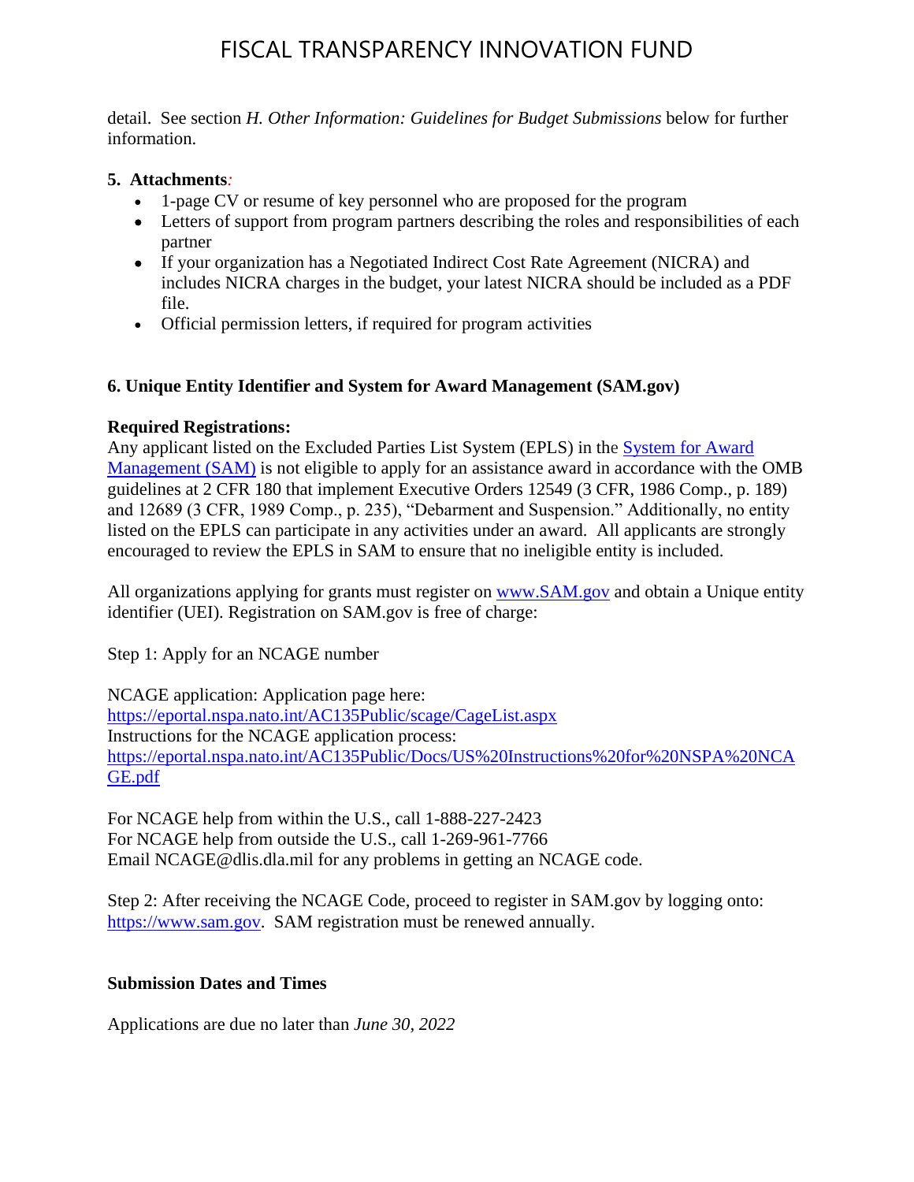detail. See section *H. Other Information: Guidelines for Budget Submissions* below for further information.

**5. Attachments:**

- 1-page CV or resume of key personnel who are proposed for the program
- Letters of support from program partners describing the roles and responsibilities of each partner
- If your organization has a Negotiated Indirect Cost Rate Agreement (NICRA) and includes NICRA charges in the budget, your latest NICRA should be included as a PDF file.
- Official permission letters, if required for program activities

**6. Unique Entity Identifier and System for Award Management (SAM.gov)**

**Required Registrations:**

Any applicant listed on the Excluded Parties List System (EPLS) in the [System for Award Management (SAM)](https://www.sam.gov) is not eligible to apply for an assistance award in accordance with the OMB guidelines at 2 CFR 180 that implement Executive Orders 12549 (3 CFR, 1986 Comp., p. 189) and 12689 (3 CFR, 1989 Comp., p. 235), "Debarment and Suspension." Additionally, no entity listed on the EPLS can participate in any activities under an award. All applicants are strongly encouraged to review the EPLS in SAM to ensure that no ineligible entity is included.

All organizations applying for grants must register on [www.SAM.gov](http://www.SAM.gov) and obtain a Unique entity identifier (UEI). Registration on SAM.gov is free of charge:

Step 1: Apply for an NCAGE number

NCAGE application: Application page here:
https://eportal.nspa.nato.int/AC135Public/scage/CageList.aspx
Instructions for the NCAGE application process:
https://eportal.nspa.nato.int/AC135Public/Docs/US%20Instructions%20for%20NSPA%20NCAGE.pdf

For NCAGE help from within the U.S., call 1-888-227-2423
For NCAGE help from outside the U.S., call 1-269-961-7766
Email NCAGE@dlis.dla.mil for any problems in getting an NCAGE code.

Step 2: After receiving the NCAGE Code, proceed to register in SAM.gov by logging onto: https://www.sam.gov. SAM registration must be renewed annually.

**Submission Dates and Times**

Applications are due no later than *June 30, 2022*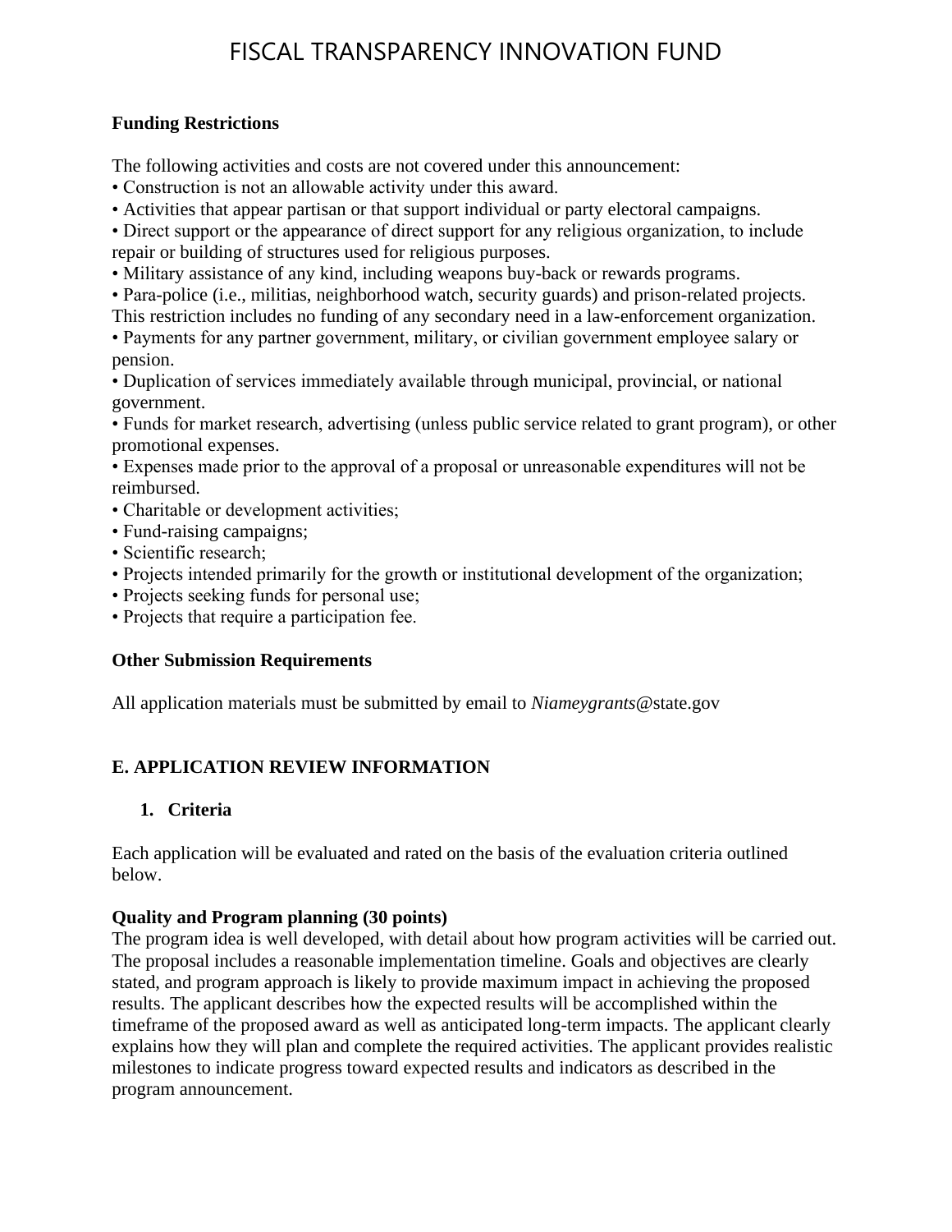**Funding Restrictions**

The following activities and costs are not covered under this announcement:

- Construction is not an allowable activity under this award.
- Activities that appear partisan or that support individual or party electoral campaigns.
- Direct support or the appearance of direct support for any religious organization, to include repair or building of structures used for religious purposes.
- Military assistance of any kind, including weapons buy-back or rewards programs.
- Para-police (i.e., militias, neighborhood watch, security guards) and prison-related projects. This restriction includes no funding of any secondary need in a law-enforcement organization.
- Payments for any partner government, military, or civilian government employee salary or pension.
- Duplication of services immediately available through municipal, provincial, or national government.
- Funds for market research, advertising (unless public service related to grant program), or other promotional expenses.
- Expenses made prior to the approval of a proposal or unreasonable expenditures will not be reimbursed.
- Charitable or development activities;
- Fund-raising campaigns;
- Scientific research;
- Projects intended primarily for the growth or institutional development of the organization;
- Projects seeking funds for personal use;
- Projects that require a participation fee.

**Other Submission Requirements**

All application materials must be submitted by email to *Niameygrants*@state.gov

## E. APPLICATION REVIEW INFORMATION

### 1. Criteria

Each application will be evaluated and rated on the basis of the evaluation criteria outlined below.

**Quality and Program planning (30 points)**
The program idea is well developed, with detail about how program activities will be carried out. The proposal includes a reasonable implementation timeline. Goals and objectives are clearly stated, and program approach is likely to provide maximum impact in achieving the proposed results. The applicant describes how the expected results will be accomplished within the timeframe of the proposed award as well as anticipated long-term impacts. The applicant clearly explains how they will plan and complete the required activities. The applicant provides realistic milestones to indicate progress toward expected results and indicators as described in the program announcement.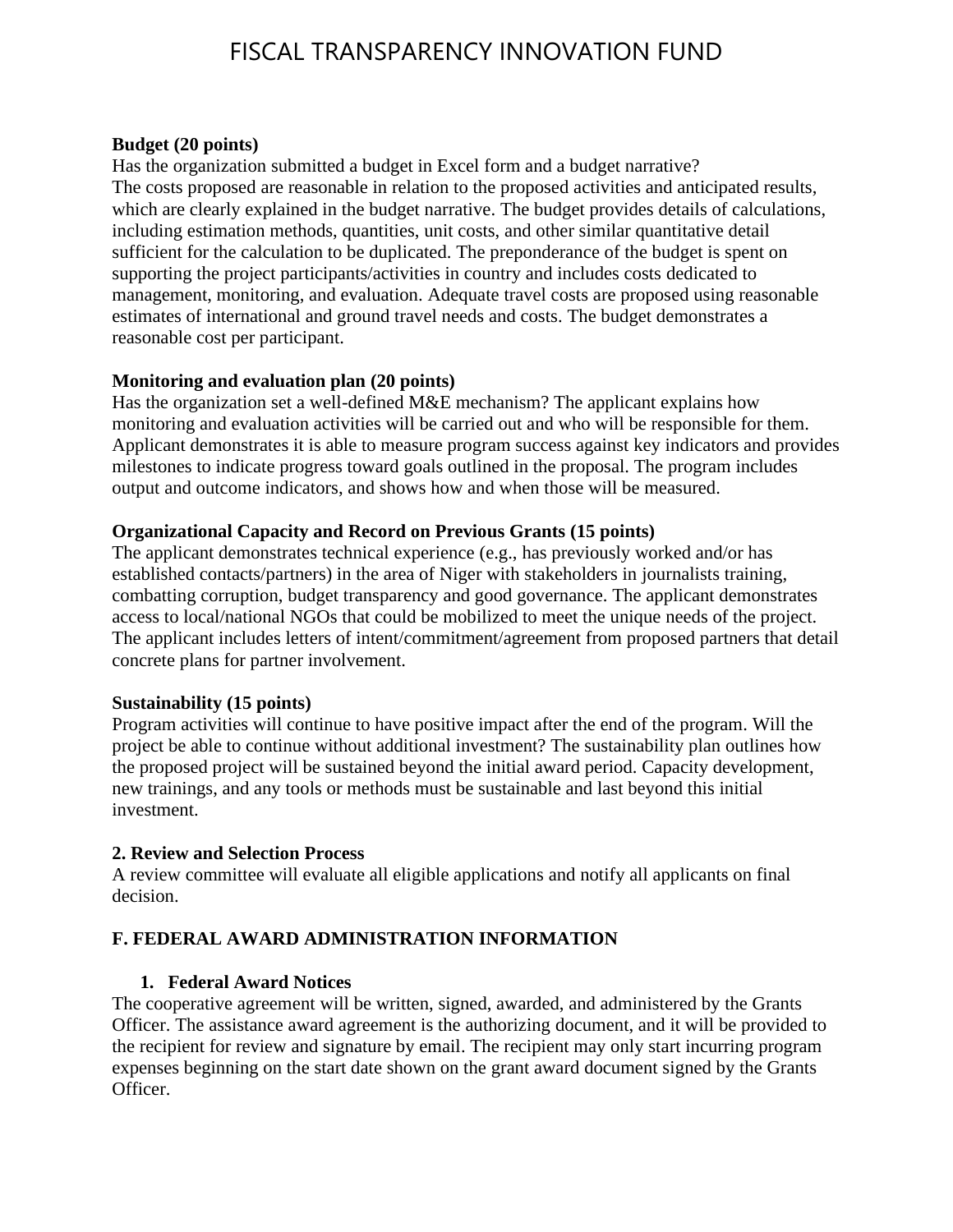**Budget (20 points)**

Has the organization submitted a budget in Excel form and a budget narrative?
The costs proposed are reasonable in relation to the proposed activities and anticipated results, which are clearly explained in the budget narrative. The budget provides details of calculations, including estimation methods, quantities, unit costs, and other similar quantitative detail sufficient for the calculation to be duplicated. The preponderance of the budget is spent on supporting the project participants/activities in country and includes costs dedicated to management, monitoring, and evaluation. Adequate travel costs are proposed using reasonable estimates of international and ground travel needs and costs. The budget demonstrates a reasonable cost per participant.

**Monitoring and evaluation plan (20 points)**

Has the organization set a well-defined M&E mechanism? The applicant explains how monitoring and evaluation activities will be carried out and who will be responsible for them. Applicant demonstrates it is able to measure program success against key indicators and provides milestones to indicate progress toward goals outlined in the proposal. The program includes output and outcome indicators, and shows how and when those will be measured.

**Organizational Capacity and Record on Previous Grants (15 points)**

The applicant demonstrates technical experience (e.g., has previously worked and/or has established contacts/partners) in the area of Niger with stakeholders in journalists training, combatting corruption, budget transparency and good governance. The applicant demonstrates access to local/national NGOs that could be mobilized to meet the unique needs of the project. The applicant includes letters of intent/commitment/agreement from proposed partners that detail concrete plans for partner involvement.

**Sustainability (15 points)**

Program activities will continue to have positive impact after the end of the program. Will the project be able to continue without additional investment? The sustainability plan outlines how the proposed project will be sustained beyond the initial award period. Capacity development, new trainings, and any tools or methods must be sustainable and last beyond this initial investment.

**2. Review and Selection Process**

A review committee will evaluate all eligible applications and notify all applicants on final decision.

## F. FEDERAL AWARD ADMINISTRATION INFORMATION

1. **Federal Award Notices**

The cooperative agreement will be written, signed, awarded, and administered by the Grants Officer. The assistance award agreement is the authorizing document, and it will be provided to the recipient for review and signature by email. The recipient may only start incurring program expenses beginning on the start date shown on the grant award document signed by the Grants Officer.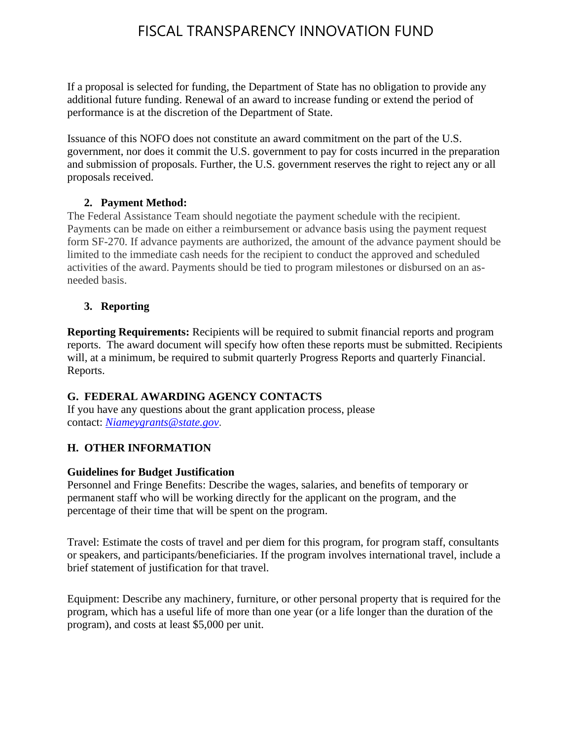If a proposal is selected for funding, the Department of State has no obligation to provide any additional future funding. Renewal of an award to increase funding or extend the period of performance is at the discretion of the Department of State.

Issuance of this NOFO does not constitute an award commitment on the part of the U.S. government, nor does it commit the U.S. government to pay for costs incurred in the preparation and submission of proposals. Further, the U.S. government reserves the right to reject any or all proposals received.

2. **Payment Method:**

The Federal Assistance Team should negotiate the payment schedule with the recipient. Payments can be made on either a reimbursement or advance basis using the payment request form SF-270. If advance payments are authorized, the amount of the advance payment should be limited to the immediate cash needs for the recipient to conduct the approved and scheduled activities of the award. Payments should be tied to program milestones or disbursed on an as-needed basis.

3. **Reporting**

**Reporting Requirements:** Recipients will be required to submit financial reports and program reports. The award document will specify how often these reports must be submitted. Recipients will, at a minimum, be required to submit quarterly Progress Reports and quarterly Financial. Reports.

## G. FEDERAL AWARDING AGENCY CONTACTS

If you have any questions about the grant application process, please contact: *Niameygrants@state.gov*.

## H. OTHER INFORMATION

**Guidelines for Budget Justification**

Personnel and Fringe Benefits: Describe the wages, salaries, and benefits of temporary or permanent staff who will be working directly for the applicant on the program, and the percentage of their time that will be spent on the program.

Travel: Estimate the costs of travel and per diem for this program, for program staff, consultants or speakers, and participants/beneficiaries. If the program involves international travel, include a brief statement of justification for that travel.

Equipment: Describe any machinery, furniture, or other personal property that is required for the program, which has a useful life of more than one year (or a life longer than the duration of the program), and costs at least $5,000 per unit.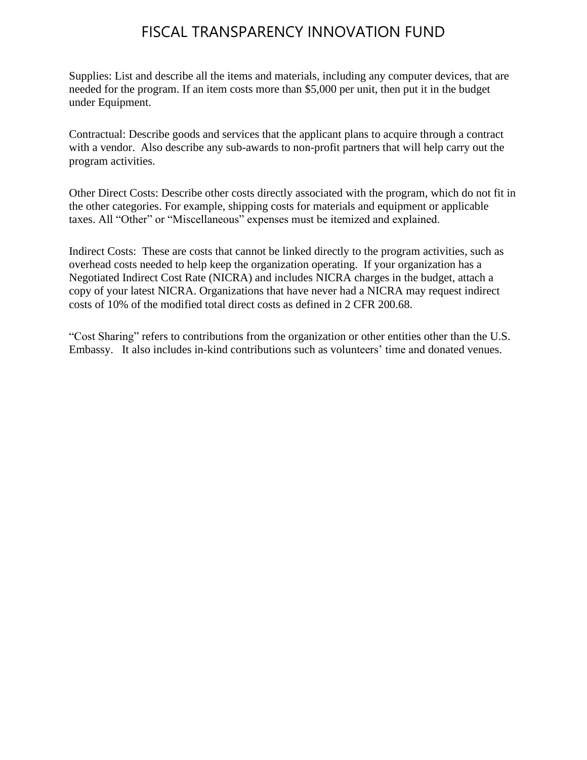Supplies: List and describe all the items and materials, including any computer devices, that are needed for the program. If an item costs more than $5,000 per unit, then put it in the budget under Equipment.

Contractual: Describe goods and services that the applicant plans to acquire through a contract with a vendor. Also describe any sub-awards to non-profit partners that will help carry out the program activities.

Other Direct Costs: Describe other costs directly associated with the program, which do not fit in the other categories. For example, shipping costs for materials and equipment or applicable taxes. All "Other" or "Miscellaneous" expenses must be itemized and explained.

Indirect Costs: These are costs that cannot be linked directly to the program activities, such as overhead costs needed to help keep the organization operating. If your organization has a Negotiated Indirect Cost Rate (NICRA) and includes NICRA charges in the budget, attach a copy of your latest NICRA. Organizations that have never had a NICRA may request indirect costs of 10% of the modified total direct costs as defined in 2 CFR 200.68.

"Cost Sharing" refers to contributions from the organization or other entities other than the U.S. Embassy. It also includes in-kind contributions such as volunteers' time and donated venues.